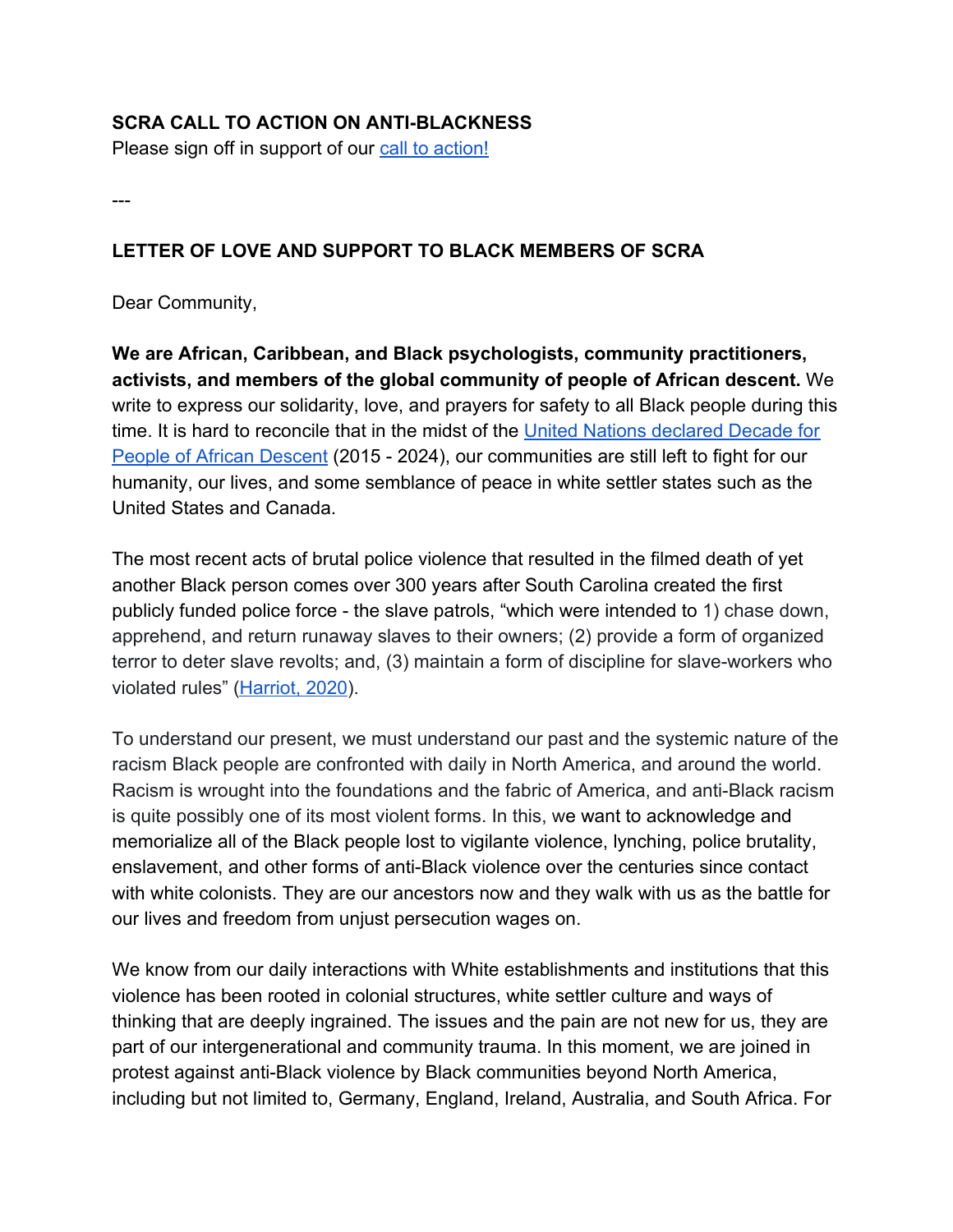**SCRA CALL TO ACTION ON ANTI-BLACKNESS**

Please sign off in support of our call to action!

---

**LETTER OF LOVE AND SUPPORT TO BLACK MEMBERS OF SCRA**

Dear Community,

**We are African, Caribbean, and Black psychologists, community practitioners, activists, and members of the global community of people of African descent.** We write to express our solidarity, love, and prayers for safety to all Black people during this time. It is hard to reconcile that in the midst of the United Nations declared Decade for People of African Descent (2015 - 2024), our communities are still left to fight for our humanity, our lives, and some semblance of peace in white settler states such as the United States and Canada.

The most recent acts of brutal police violence that resulted in the filmed death of yet another Black person comes over 300 years after South Carolina created the first publicly funded police force - the slave patrols, "which were intended to 1) chase down, apprehend, and return runaway slaves to their owners; (2) provide a form of organized terror to deter slave revolts; and, (3) maintain a form of discipline for slave-workers who violated rules" (Harriot, 2020).

To understand our present, we must understand our past and the systemic nature of the racism Black people are confronted with daily in North America, and around the world. Racism is wrought into the foundations and the fabric of America, and anti-Black racism is quite possibly one of its most violent forms. In this, we want to acknowledge and memorialize all of the Black people lost to vigilante violence, lynching, police brutality, enslavement, and other forms of anti-Black violence over the centuries since contact with white colonists. They are our ancestors now and they walk with us as the battle for our lives and freedom from unjust persecution wages on.

We know from our daily interactions with White establishments and institutions that this violence has been rooted in colonial structures, white settler culture and ways of thinking that are deeply ingrained. The issues and the pain are not new for us, they are part of our intergenerational and community trauma. In this moment, we are joined in protest against anti-Black violence by Black communities beyond North America, including but not limited to, Germany, England, Ireland, Australia, and South Africa. For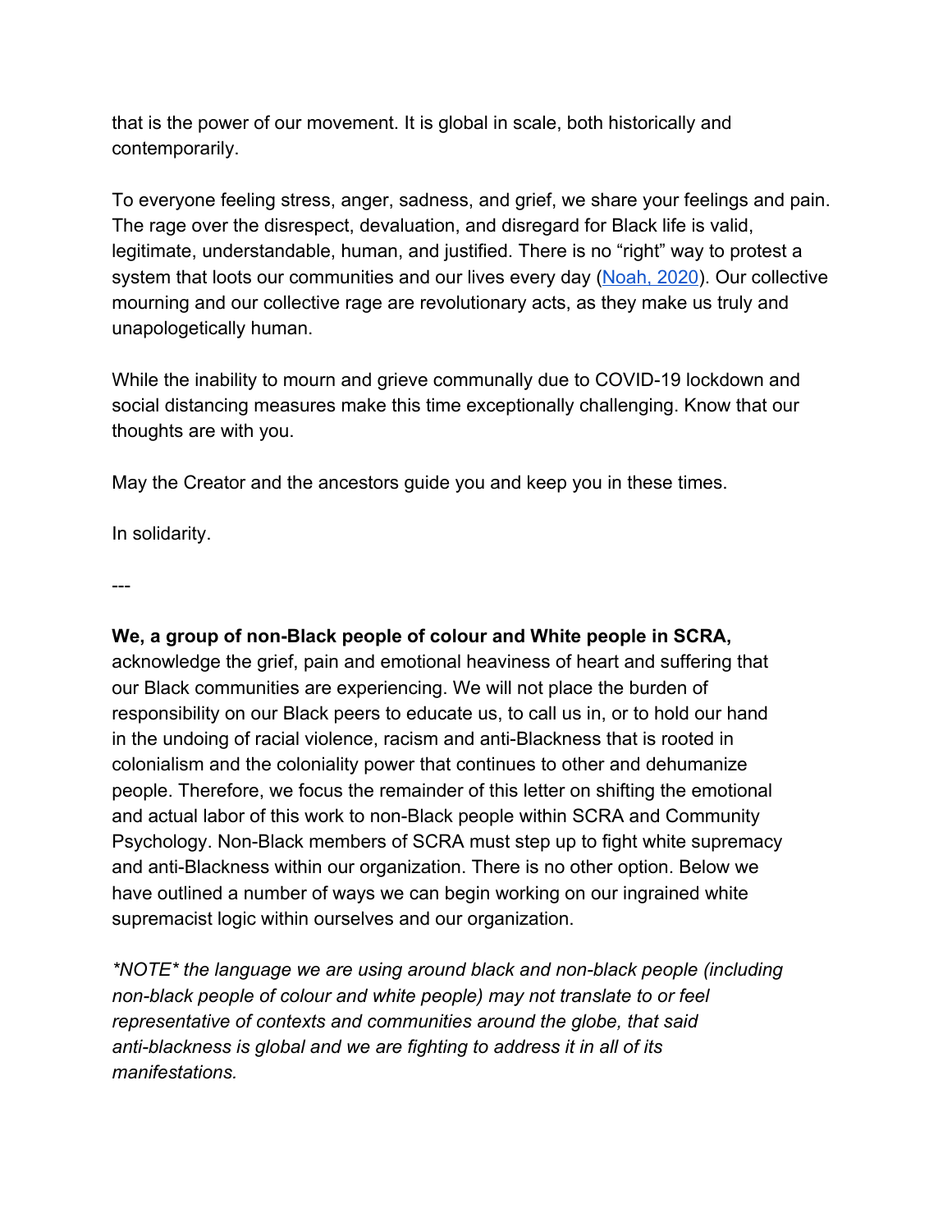that is the power of our movement. It is global in scale, both historically and contemporarily.

To everyone feeling stress, anger, sadness, and grief, we share your feelings and pain. The rage over the disrespect, devaluation, and disregard for Black life is valid, legitimate, understandable, human, and justified. There is no "right" way to protest a system that loots our communities and our lives every day ([Noah, 2020]). Our collective mourning and our collective rage are revolutionary acts, as they make us truly and unapologetically human.

While the inability to mourn and grieve communally due to COVID-19 lockdown and social distancing measures make this time exceptionally challenging. Know that our thoughts are with you.

May the Creator and the ancestors guide you and keep you in these times.

In solidarity.

---

**We, a group of non-Black people of colour and White people in SCRA,** acknowledge the grief, pain and emotional heaviness of heart and suffering that our Black communities are experiencing. We will not place the burden of responsibility on our Black peers to educate us, to call us in, or to hold our hand in the undoing of racial violence, racism and anti-Blackness that is rooted in colonialism and the coloniality power that continues to other and dehumanize people. Therefore, we focus the remainder of this letter on shifting the emotional and actual labor of this work to non-Black people within SCRA and Community Psychology. Non-Black members of SCRA must step up to fight white supremacy and anti-Blackness within our organization. There is no other option. Below we have outlined a number of ways we can begin working on our ingrained white supremacist logic within ourselves and our organization.

*\*NOTE\* the language we are using around black and non-black people (including non-black people of colour and white people) may not translate to or feel representative of contexts and communities around the globe, that said anti-blackness is global and we are fighting to address it in all of its manifestations.*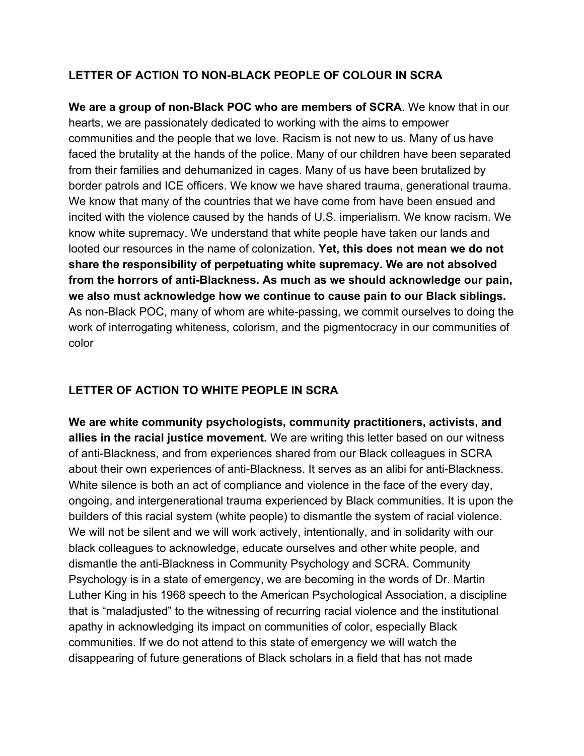## LETTER OF ACTION TO NON-BLACK PEOPLE OF COLOUR IN SCRA

**We are a group of non-Black POC who are members of SCRA**. We know that in our hearts, we are passionately dedicated to working with the aims to empower communities and the people that we love. Racism is not new to us. Many of us have faced the brutality at the hands of the police. Many of our children have been separated from their families and dehumanized in cages. Many of us have been brutalized by border patrols and ICE officers. We know we have shared trauma, generational trauma. We know that many of the countries that we have come from have been ensued and incited with the violence caused by the hands of U.S. imperialism. We know racism. We know white supremacy. We understand that white people have taken our lands and looted our resources in the name of colonization. **Yet, this does not mean we do not share the responsibility of perpetuating white supremacy. We are not absolved from the horrors of anti-Blackness. As much as we should acknowledge our pain, we also must acknowledge how we continue to cause pain to our Black siblings.** As non-Black POC, many of whom are white-passing, we commit ourselves to doing the work of interrogating whiteness, colorism, and the pigmentocracy in our communities of color

## LETTER OF ACTION TO WHITE PEOPLE IN SCRA

**We are white community psychologists, community practitioners, activists, and allies in the racial justice movement.** We are writing this letter based on our witness of anti-Blackness, and from experiences shared from our Black colleagues in SCRA about their own experiences of anti-Blackness. It serves as an alibi for anti-Blackness. White silence is both an act of compliance and violence in the face of the every day, ongoing, and intergenerational trauma experienced by Black communities. It is upon the builders of this racial system (white people) to dismantle the system of racial violence. We will not be silent and we will work actively, intentionally, and in solidarity with our black colleagues to acknowledge, educate ourselves and other white people, and dismantle the anti-Blackness in Community Psychology and SCRA. Community Psychology is in a state of emergency, we are becoming in the words of Dr. Martin Luther King in his 1968 speech to the American Psychological Association, a discipline that is "maladjusted" to the witnessing of recurring racial violence and the institutional apathy in acknowledging its impact on communities of color, especially Black communities. If we do not attend to this state of emergency we will watch the disappearing of future generations of Black scholars in a field that has not made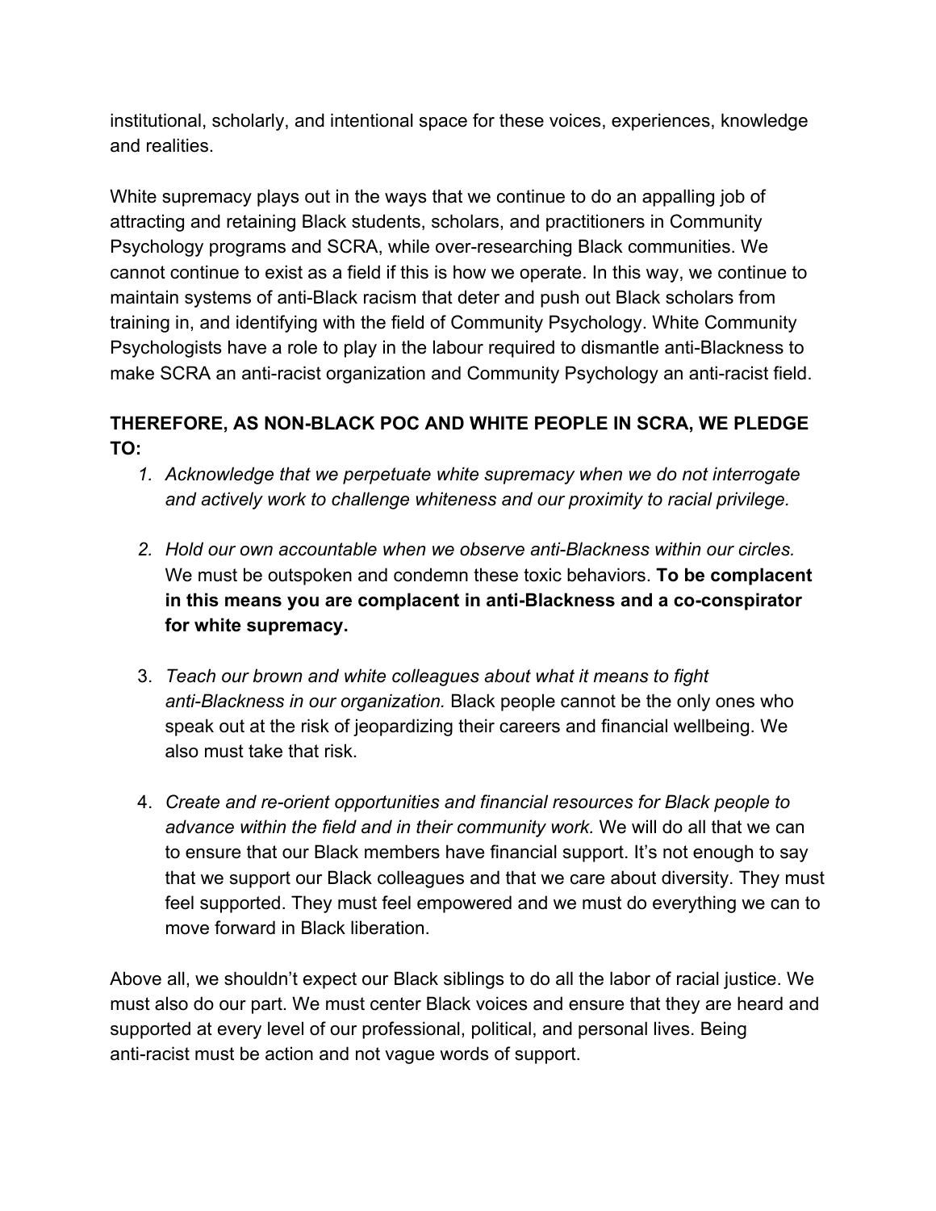institutional, scholarly, and intentional space for these voices, experiences, knowledge and realities.

White supremacy plays out in the ways that we continue to do an appalling job of attracting and retaining Black students, scholars, and practitioners in Community Psychology programs and SCRA, while over-researching Black communities. We cannot continue to exist as a field if this is how we operate. In this way, we continue to maintain systems of anti-Black racism that deter and push out Black scholars from training in, and identifying with the field of Community Psychology. White Community Psychologists have a role to play in the labour required to dismantle anti-Blackness to make SCRA an anti-racist organization and Community Psychology an anti-racist field.

**THEREFORE, AS NON-BLACK POC AND WHITE PEOPLE IN SCRA, WE PLEDGE TO:**

1. *Acknowledge that we perpetuate white supremacy when we do not interrogate and actively work to challenge whiteness and our proximity to racial privilege.*

2. *Hold our own accountable when we observe anti-Blackness within our circles.* We must be outspoken and condemn these toxic behaviors. **To be complacent in this means you are complacent in anti-Blackness and a co-conspirator for white supremacy.**

3. *Teach our brown and white colleagues about what it means to fight anti-Blackness in our organization.* Black people cannot be the only ones who speak out at the risk of jeopardizing their careers and financial wellbeing. We also must take that risk.

4. *Create and re-orient opportunities and financial resources for Black people to advance within the field and in their community work.* We will do all that we can to ensure that our Black members have financial support. It's not enough to say that we support our Black colleagues and that we care about diversity. They must feel supported. They must feel empowered and we must do everything we can to move forward in Black liberation.

Above all, we shouldn't expect our Black siblings to do all the labor of racial justice. We must also do our part. We must center Black voices and ensure that they are heard and supported at every level of our professional, political, and personal lives. Being anti-racist must be action and not vague words of support.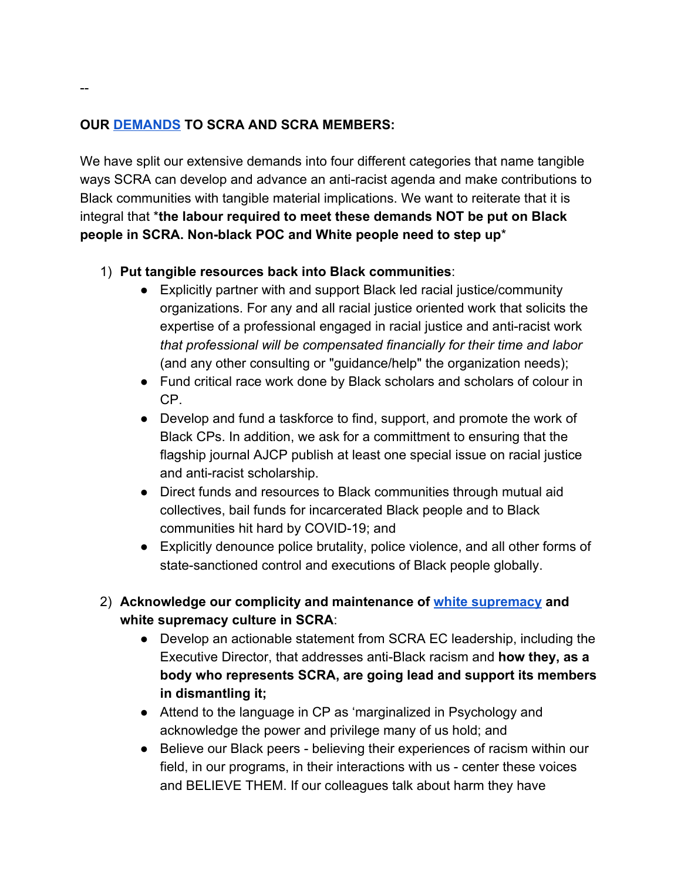--

**OUR DEMANDS TO SCRA AND SCRA MEMBERS:**

We have split our extensive demands into four different categories that name tangible ways SCRA can develop and advance an anti-racist agenda and make contributions to Black communities with tangible material implications. We want to reiterate that it is integral that ***the labour required to meet these demands NOT be put on Black people in SCRA. Non-black POC and White people need to step up***

1) **Put tangible resources back into Black communities**:
   - Explicitly partner with and support Black led racial justice/community organizations. For any and all racial justice oriented work that solicits the expertise of a professional engaged in racial justice and anti-racist work *that professional will be compensated financially for their time and labor* (and any other consulting or "guidance/help" the organization needs);
   - Fund critical race work done by Black scholars and scholars of colour in CP.
   - Develop and fund a taskforce to find, support, and promote the work of Black CPs. In addition, we ask for a committment to ensuring that the flagship journal AJCP publish at least one special issue on racial justice and anti-racist scholarship.
   - Direct funds and resources to Black communities through mutual aid collectives, bail funds for incarcerated Black people and to Black communities hit hard by COVID-19; and
   - Explicitly denounce police brutality, police violence, and all other forms of state-sanctioned control and executions of Black people globally.

2) **Acknowledge our complicity and maintenance of white supremacy and white supremacy culture in SCRA**:
   - Develop an actionable statement from SCRA EC leadership, including the Executive Director, that addresses anti-Black racism and **how they, as a body who represents SCRA, are going lead and support its members in dismantling it;**
   - Attend to the language in CP as 'marginalized in Psychology and acknowledge the power and privilege many of us hold; and
   - Believe our Black peers - believing their experiences of racism within our field, in our programs, in their interactions with us - center these voices and BELIEVE THEM. If our colleagues talk about harm they have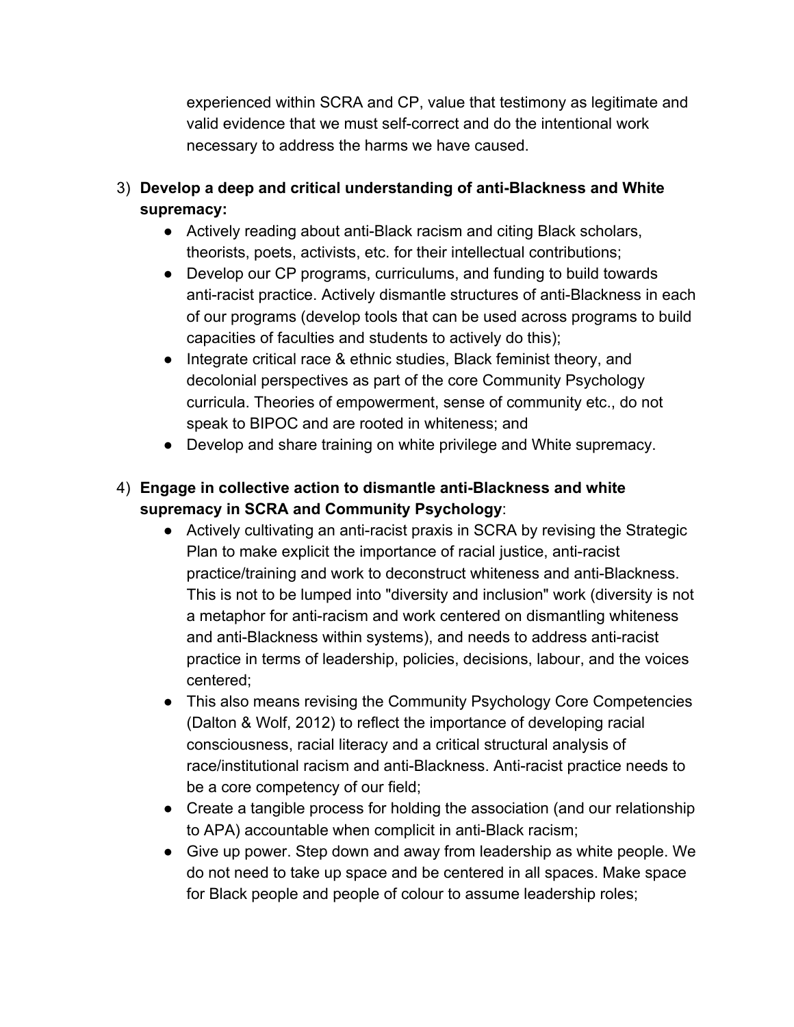experienced within SCRA and CP, value that testimony as legitimate and valid evidence that we must self-correct and do the intentional work necessary to address the harms we have caused.

3) **Develop a deep and critical understanding of anti-Blackness and White supremacy:**
   - Actively reading about anti-Black racism and citing Black scholars, theorists, poets, activists, etc. for their intellectual contributions;
   - Develop our CP programs, curriculums, and funding to build towards anti-racist practice. Actively dismantle structures of anti-Blackness in each of our programs (develop tools that can be used across programs to build capacities of faculties and students to actively do this);
   - Integrate critical race & ethnic studies, Black feminist theory, and decolonial perspectives as part of the core Community Psychology curricula. Theories of empowerment, sense of community etc., do not speak to BIPOC and are rooted in whiteness; and
   - Develop and share training on white privilege and White supremacy.

4) **Engage in collective action to dismantle anti-Blackness and white supremacy in SCRA and Community Psychology**:
   - Actively cultivating an anti-racist praxis in SCRA by revising the Strategic Plan to make explicit the importance of racial justice, anti-racist practice/training and work to deconstruct whiteness and anti-Blackness. This is not to be lumped into "diversity and inclusion" work (diversity is not a metaphor for anti-racism and work centered on dismantling whiteness and anti-Blackness within systems), and needs to address anti-racist practice in terms of leadership, policies, decisions, labour, and the voices centered;
   - This also means revising the Community Psychology Core Competencies (Dalton & Wolf, 2012) to reflect the importance of developing racial consciousness, racial literacy and a critical structural analysis of race/institutional racism and anti-Blackness. Anti-racist practice needs to be a core competency of our field;
   - Create a tangible process for holding the association (and our relationship to APA) accountable when complicit in anti-Black racism;
   - Give up power. Step down and away from leadership as white people. We do not need to take up space and be centered in all spaces. Make space for Black people and people of colour to assume leadership roles;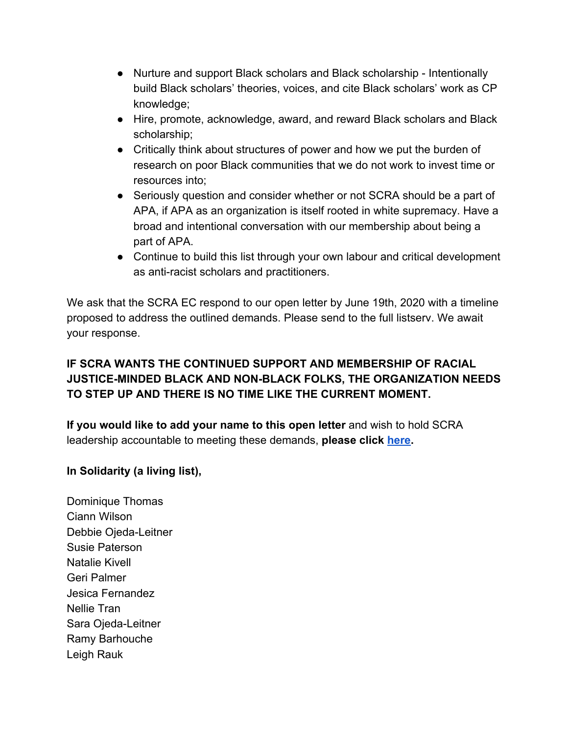- Nurture and support Black scholars and Black scholarship - Intentionally build Black scholars' theories, voices, and cite Black scholars' work as CP knowledge;
- Hire, promote, acknowledge, award, and reward Black scholars and Black scholarship;
- Critically think about structures of power and how we put the burden of research on poor Black communities that we do not work to invest time or resources into;
- Seriously question and consider whether or not SCRA should be a part of APA, if APA as an organization is itself rooted in white supremacy. Have a broad and intentional conversation with our membership about being a part of APA.
- Continue to build this list through your own labour and critical development as anti-racist scholars and practitioners.

We ask that the SCRA EC respond to our open letter by June 19th, 2020 with a timeline proposed to address the outlined demands. Please send to the full listserv. We await your response.

**IF SCRA WANTS THE CONTINUED SUPPORT AND MEMBERSHIP OF RACIAL JUSTICE-MINDED BLACK AND NON-BLACK FOLKS, THE ORGANIZATION NEEDS TO STEP UP AND THERE IS NO TIME LIKE THE CURRENT MOMENT.**

**If you would like to add your name to this open letter** and wish to hold SCRA leadership accountable to meeting these demands, **please click here.**

**In Solidarity (a living list),**

Dominique Thomas
Ciann Wilson
Debbie Ojeda-Leitner
Susie Paterson
Natalie Kivell
Geri Palmer
Jesica Fernandez
Nellie Tran
Sara Ojeda-Leitner
Ramy Barhouche
Leigh Rauk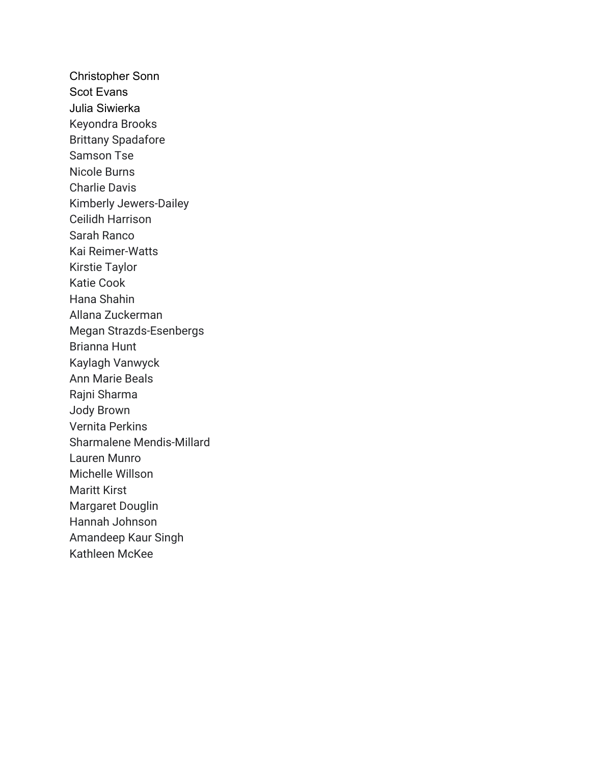Christopher Sonn
Scot Evans
Julia Siwierka
Keyondra Brooks
Brittany Spadafore
Samson Tse
Nicole Burns
Charlie Davis
Kimberly Jewers-Dailey
Ceilidh Harrison
Sarah Ranco
Kai Reimer-Watts
Kirstie Taylor
Katie Cook
Hana Shahin
Allana Zuckerman
Megan Strazds-Esenbergs
Brianna Hunt
Kaylagh Vanwyck
Ann Marie Beals
Rajni Sharma
Jody Brown
Vernita Perkins
Sharmalene Mendis-Millard
Lauren Munro
Michelle Willson
Maritt Kirst
Margaret Douglin
Hannah Johnson
Amandeep Kaur Singh
Kathleen McKee